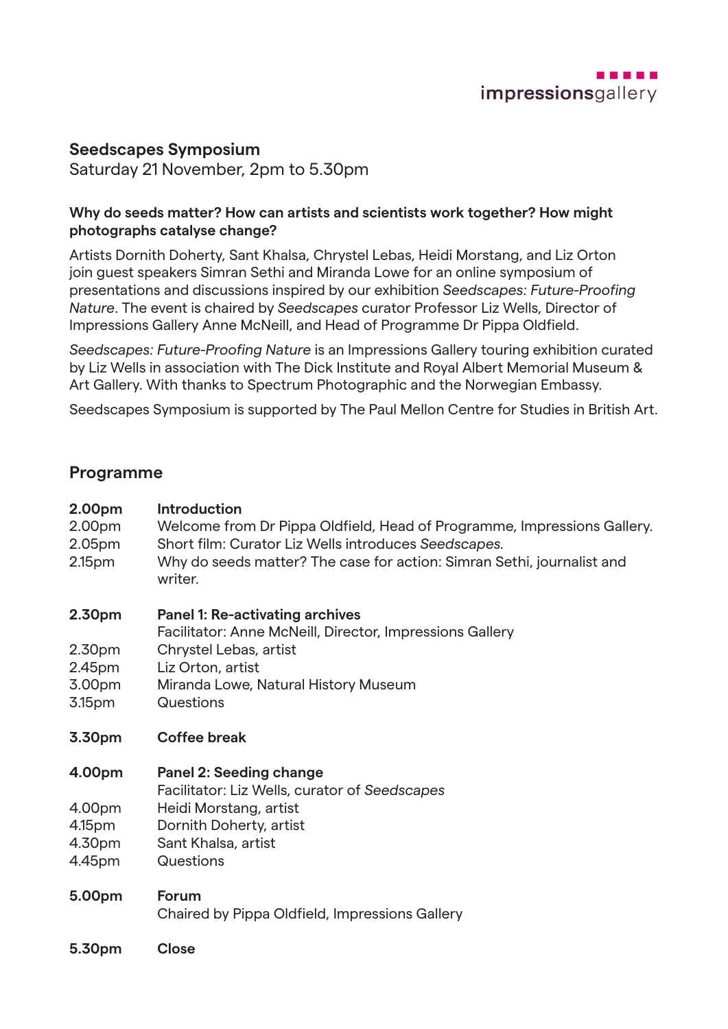impressionsgallery

# Seedscapes Symposium

Saturday 21 November, 2pm to 5.30pm

**Why do seeds matter? How can artists and scientists work together? How might photographs catalyse change?**

Artists Dornith Doherty, Sant Khalsa, Chrystel Lebas, Heidi Morstang, and Liz Orton join guest speakers Simran Sethi and Miranda Lowe for an online symposium of presentations and discussions inspired by our exhibition *Seedscapes: Future-Proofing Nature*. The event is chaired by *Seedscapes* curator Professor Liz Wells, Director of Impressions Gallery Anne McNeill, and Head of Programme Dr Pippa Oldfield.

*Seedscapes: Future-Proofing Nature* is an Impressions Gallery touring exhibition curated by Liz Wells in association with The Dick Institute and Royal Albert Memorial Museum & Art Gallery. With thanks to Spectrum Photographic and the Norwegian Embassy.

Seedscapes Symposium is supported by The Paul Mellon Centre for Studies in British Art.

## Programme

| | |
|---|---|
| **2.00pm** | **Introduction** |
| 2.00pm | Welcome from Dr Pippa Oldfield, Head of Programme, Impressions Gallery. |
| 2.05pm | Short film: Curator Liz Wells introduces *Seedscapes*. |
| 2.15pm | Why do seeds matter? The case for action: Simran Sethi, journalist and writer. |
| **2.30pm** | **Panel 1: Re-activating archives**<br>Facilitator: Anne McNeill, Director, Impressions Gallery |
| 2.30pm | Chrystel Lebas, artist |
| 2.45pm | Liz Orton, artist |
| 3.00pm | Miranda Lowe, Natural History Museum |
| 3.15pm | Questions |
| **3.30pm** | **Coffee break** |
| **4.00pm** | **Panel 2: Seeding change**<br>Facilitator: Liz Wells, curator of *Seedscapes* |
| 4.00pm | Heidi Morstang, artist |
| 4.15pm | Dornith Doherty, artist |
| 4.30pm | Sant Khalsa, artist |
| 4.45pm | Questions |
| **5.00pm** | **Forum**<br>Chaired by Pippa Oldfield, Impressions Gallery |
| **5.30pm** | **Close** |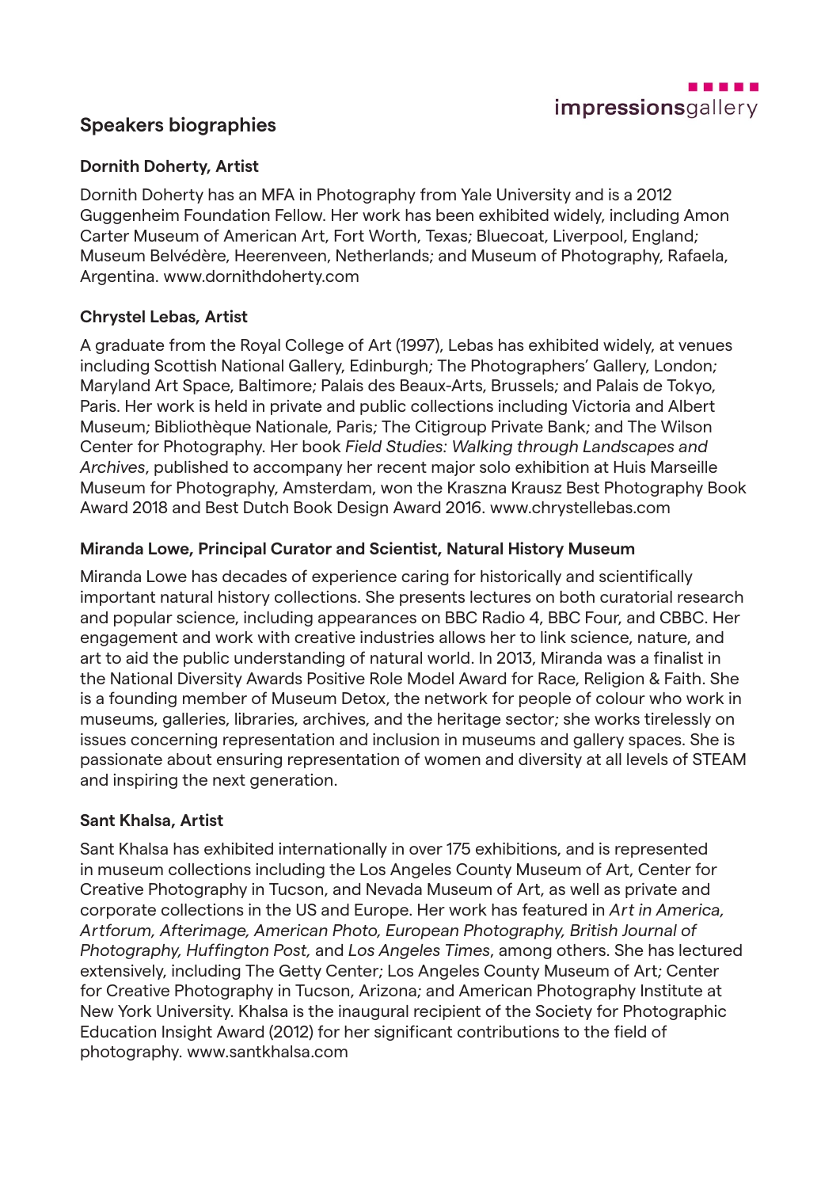## Speakers biographies

### Dornith Doherty, Artist

Dornith Doherty has an MFA in Photography from Yale University and is a 2012 Guggenheim Foundation Fellow. Her work has been exhibited widely, including Amon Carter Museum of American Art, Fort Worth, Texas; Bluecoat, Liverpool, England; Museum Belvédère, Heerenveen, Netherlands; and Museum of Photography, Rafaela, Argentina. www.dornithdoherty.com

### Chrystel Lebas, Artist

A graduate from the Royal College of Art (1997), Lebas has exhibited widely, at venues including Scottish National Gallery, Edinburgh; The Photographers' Gallery, London; Maryland Art Space, Baltimore; Palais des Beaux-Arts, Brussels; and Palais de Tokyo, Paris. Her work is held in private and public collections including Victoria and Albert Museum; Bibliothèque Nationale, Paris; The Citigroup Private Bank; and The Wilson Center for Photography. Her book *Field Studies: Walking through Landscapes and Archives*, published to accompany her recent major solo exhibition at Huis Marseille Museum for Photography, Amsterdam, won the Kraszna Krausz Best Photography Book Award 2018 and Best Dutch Book Design Award 2016. www.chrystellebas.com

### Miranda Lowe, Principal Curator and Scientist, Natural History Museum

Miranda Lowe has decades of experience caring for historically and scientifically important natural history collections. She presents lectures on both curatorial research and popular science, including appearances on BBC Radio 4, BBC Four, and CBBC. Her engagement and work with creative industries allows her to link science, nature, and art to aid the public understanding of natural world. In 2013, Miranda was a finalist in the National Diversity Awards Positive Role Model Award for Race, Religion & Faith. She is a founding member of Museum Detox, the network for people of colour who work in museums, galleries, libraries, archives, and the heritage sector; she works tirelessly on issues concerning representation and inclusion in museums and gallery spaces. She is passionate about ensuring representation of women and diversity at all levels of STEAM and inspiring the next generation.

### Sant Khalsa, Artist

Sant Khalsa has exhibited internationally in over 175 exhibitions, and is represented in museum collections including the Los Angeles County Museum of Art, Center for Creative Photography in Tucson, and Nevada Museum of Art, as well as private and corporate collections in the US and Europe. Her work has featured in *Art in America, Artforum, Afterimage, American Photo, European Photography, British Journal of Photography, Huffington Post,* and *Los Angeles Times*, among others. She has lectured extensively, including The Getty Center; Los Angeles County Museum of Art; Center for Creative Photography in Tucson, Arizona; and American Photography Institute at New York University. Khalsa is the inaugural recipient of the Society for Photographic Education Insight Award (2012) for her significant contributions to the field of photography. www.santkhalsa.com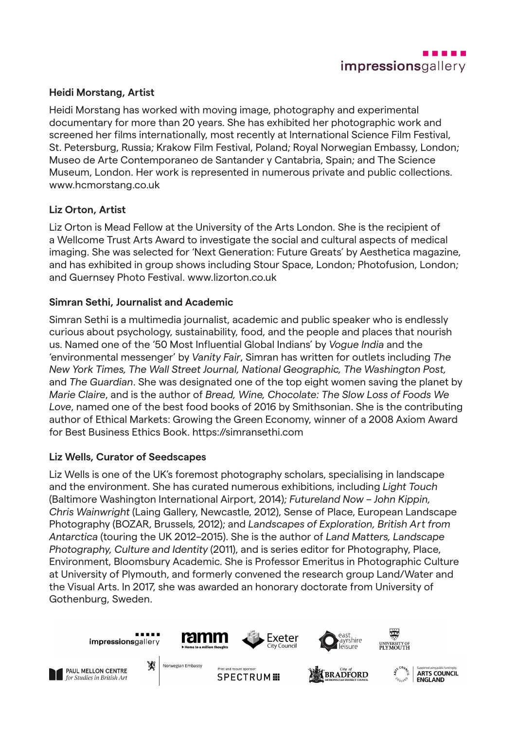**Heidi Morstang, Artist**

Heidi Morstang has worked with moving image, photography and experimental documentary for more than 20 years. She has exhibited her photographic work and screened her films internationally, most recently at International Science Film Festival, St. Petersburg, Russia; Krakow Film Festival, Poland; Royal Norwegian Embassy, London; Museo de Arte Contemporaneo de Santander y Cantabria, Spain; and The Science Museum, London. Her work is represented in numerous private and public collections. www.hcmorstang.co.uk

**Liz Orton, Artist**

Liz Orton is Mead Fellow at the University of the Arts London. She is the recipient of a Wellcome Trust Arts Award to investigate the social and cultural aspects of medical imaging. She was selected for 'Next Generation: Future Greats' by Aesthetica magazine, and has exhibited in group shows including Stour Space, London; Photofusion, London; and Guernsey Photo Festival. www.lizorton.co.uk

**Simran Sethi, Journalist and Academic**

Simran Sethi is a multimedia journalist, academic and public speaker who is endlessly curious about psychology, sustainability, food, and the people and places that nourish us. Named one of the '50 Most Influential Global Indians' by *Vogue India* and the 'environmental messenger' by *Vanity Fair*, Simran has written for outlets including *The New York Times, The Wall Street Journal, National Geographic, The Washington Post,* and *The Guardian*. She was designated one of the top eight women saving the planet by *Marie Claire*, and is the author of *Bread, Wine, Chocolate: The Slow Loss of Foods We Love*, named one of the best food books of 2016 by Smithsonian. She is the contributing author of Ethical Markets: Growing the Green Economy, winner of a 2008 Axiom Award for Best Business Ethics Book. https://simransethi.com

**Liz Wells, Curator of Seedscapes**

Liz Wells is one of the UK's foremost photography scholars, specialising in landscape and the environment. She has curated numerous exhibitions, including *Light Touch* (Baltimore Washington International Airport, 2014); *Futureland Now – John Kippin, Chris Wainwright* (Laing Gallery, Newcastle, 2012), Sense of Place, European Landscape Photography (BOZAR, Brussels, 2012); and *Landscapes of Exploration, British Art from Antarctica* (touring the UK 2012–2015). She is the author of *Land Matters, Landscape Photography, Culture and Identity* (2011), and is series editor for Photography, Place, Environment, Bloomsbury Academic. She is Professor Emeritus in Photographic Culture at University of Plymouth, and formerly convened the research group Land/Water and the Visual Arts. In 2017, she was awarded an honorary doctorate from University of Gothenburg, Sweden.